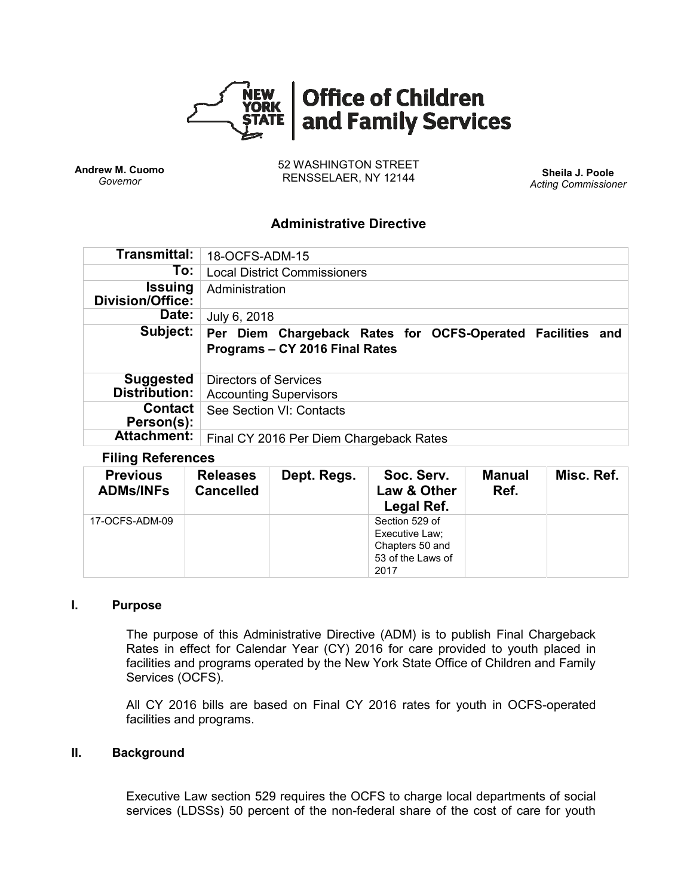# Office of Children and Family Services

NEW YORK STATE

**Andrew M. Cuomo**
*Governor*

52 WASHINGTON STREET
RENSSELAER, NY 12144

**Sheila J. Poole**
*Acting Commissioner*

## Administrative Directive

| | |
|---|---|
| **Transmittal:** | 18-OCFS-ADM-15 |
| **To:** | Local District Commissioners |
| **Issuing Division/Office:** | Administration |
| **Date:** | July 6, 2018 |
| **Subject:** | **Per Diem Chargeback Rates for OCFS-Operated Facilities and Programs – CY 2016 Final Rates** |
| **Suggested Distribution:** | Directors of Services<br>Accounting Supervisors |
| **Contact Person(s):** | See Section VI: Contacts |
| **Attachment:** | Final CY 2016 Per Diem Chargeback Rates |

**Filing References**

| Previous ADMs/INFs | Releases Cancelled | Dept. Regs. | Soc. Serv. Law & Other Legal Ref. | Manual Ref. | Misc. Ref. |
|---|---|---|---|---|---|
| 17-OCFS-ADM-09 | | | Section 529 of Executive Law; Chapters 50 and 53 of the Laws of 2017 | | |

### I. Purpose

The purpose of this Administrative Directive (ADM) is to publish Final Chargeback Rates in effect for Calendar Year (CY) 2016 for care provided to youth placed in facilities and programs operated by the New York State Office of Children and Family Services (OCFS).

All CY 2016 bills are based on Final CY 2016 rates for youth in OCFS-operated facilities and programs.

### II. Background

Executive Law section 529 requires the OCFS to charge local departments of social services (LDSSs) 50 percent of the non-federal share of the cost of care for youth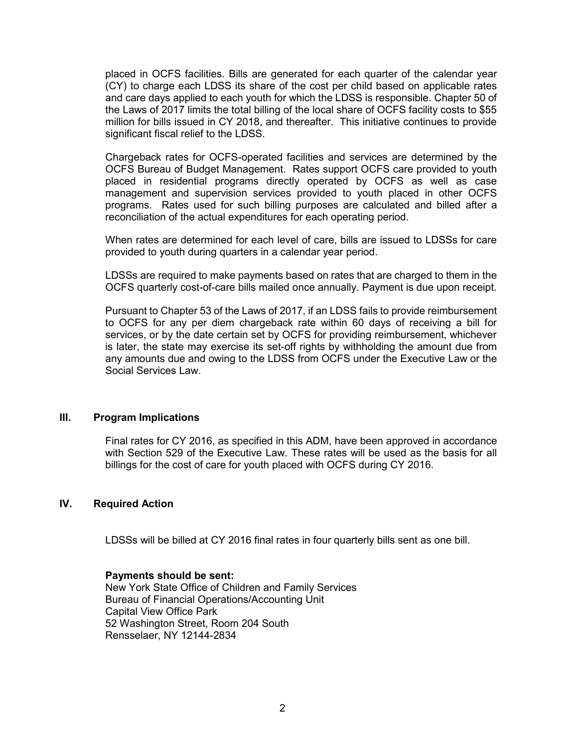placed in OCFS facilities. Bills are generated for each quarter of the calendar year (CY) to charge each LDSS its share of the cost per child based on applicable rates and care days applied to each youth for which the LDSS is responsible. Chapter 50 of the Laws of 2017 limits the total billing of the local share of OCFS facility costs to $55 million for bills issued in CY 2018, and thereafter. This initiative continues to provide significant fiscal relief to the LDSS.

Chargeback rates for OCFS-operated facilities and services are determined by the OCFS Bureau of Budget Management. Rates support OCFS care provided to youth placed in residential programs directly operated by OCFS as well as case management and supervision services provided to youth placed in other OCFS programs. Rates used for such billing purposes are calculated and billed after a reconciliation of the actual expenditures for each operating period.

When rates are determined for each level of care, bills are issued to LDSSs for care provided to youth during quarters in a calendar year period.

LDSSs are required to make payments based on rates that are charged to them in the OCFS quarterly cost-of-care bills mailed once annually. Payment is due upon receipt.

Pursuant to Chapter 53 of the Laws of 2017, if an LDSS fails to provide reimbursement to OCFS for any per diem chargeback rate within 60 days of receiving a bill for services, or by the date certain set by OCFS for providing reimbursement, whichever is later, the state may exercise its set-off rights by withholding the amount due from any amounts due and owing to the LDSS from OCFS under the Executive Law or the Social Services Law.

## III. Program Implications

Final rates for CY 2016, as specified in this ADM, have been approved in accordance with Section 529 of the Executive Law. These rates will be used as the basis for all billings for the cost of care for youth placed with OCFS during CY 2016.

## IV. Required Action

LDSSs will be billed at CY 2016 final rates in four quarterly bills sent as one bill.

**Payments should be sent:**
New York State Office of Children and Family Services
Bureau of Financial Operations/Accounting Unit
Capital View Office Park
52 Washington Street, Room 204 South
Rensselaer, NY 12144-2834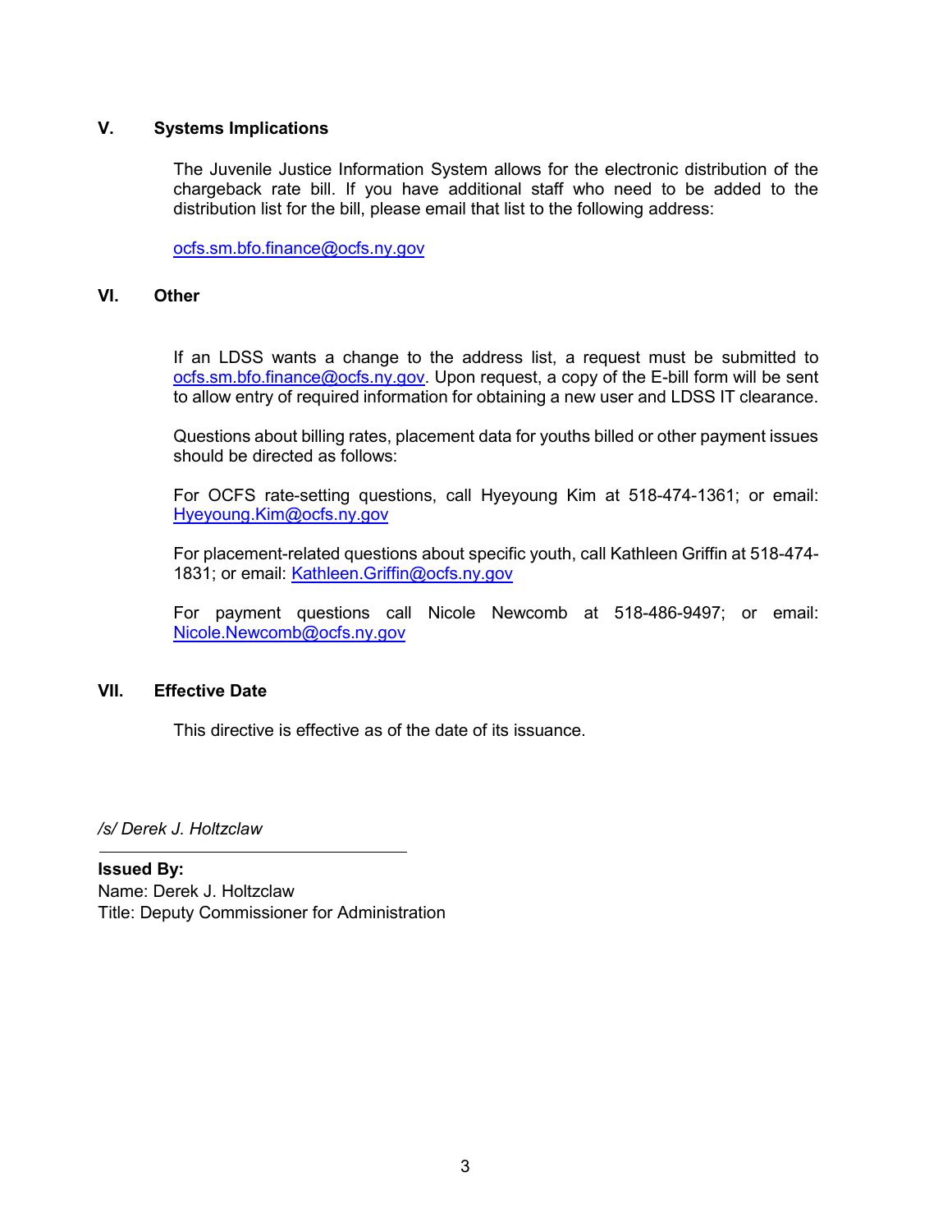## V. Systems Implications

The Juvenile Justice Information System allows for the electronic distribution of the chargeback rate bill. If you have additional staff who need to be added to the distribution list for the bill, please email that list to the following address:

ocfs.sm.bfo.finance@ocfs.ny.gov

## VI. Other

If an LDSS wants a change to the address list, a request must be submitted to ocfs.sm.bfo.finance@ocfs.ny.gov. Upon request, a copy of the E-bill form will be sent to allow entry of required information for obtaining a new user and LDSS IT clearance.

Questions about billing rates, placement data for youths billed or other payment issues should be directed as follows:

For OCFS rate-setting questions, call Hyeyoung Kim at 518-474-1361; or email: Hyeyoung.Kim@ocfs.ny.gov

For placement-related questions about specific youth, call Kathleen Griffin at 518-474-1831; or email: Kathleen.Griffin@ocfs.ny.gov

For payment questions call Nicole Newcomb at 518-486-9497; or email: Nicole.Newcomb@ocfs.ny.gov

## VII. Effective Date

This directive is effective as of the date of its issuance.

*/s/ Derek J. Holtzclaw*

**Issued By:**
Name: Derek J. Holtzclaw
Title: Deputy Commissioner for Administration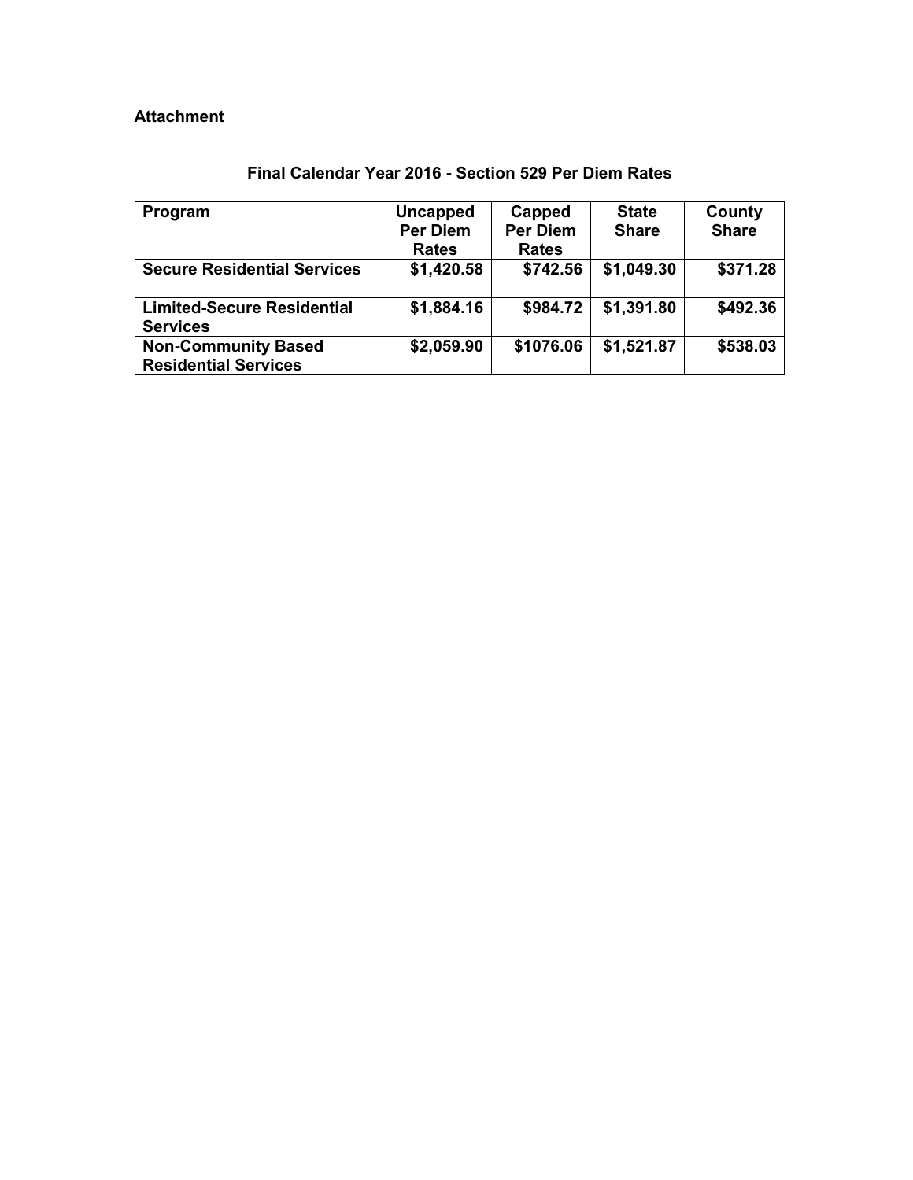**Attachment**

**Final Calendar Year 2016 - Section 529 Per Diem Rates**

| Program | Uncapped Per Diem Rates | Capped Per Diem Rates | State Share | County Share |
|---|---|---|---|---|
| **Secure Residential Services** | **$1,420.58** | **$742.56** | **$1,049.30** | **$371.28** |
| **Limited-Secure Residential Services** | **$1,884.16** | **$984.72** | **$1,391.80** | **$492.36** |
| **Non-Community Based Residential Services** | **$2,059.90** | **$1076.06** | **$1,521.87** | **$538.03** |